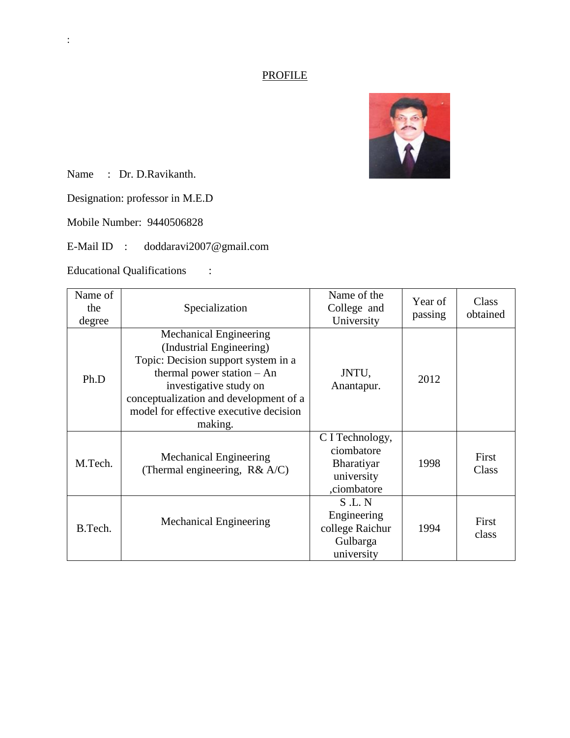:

# PROFILE

Name : Dr. D.Ravikanth.

Designation: professor in M.E.D

Mobile Number: 9440506828

E-Mail ID : doddaravi2007@gmail.com

Educational Qualifications :

| Name of the degree | Specialization | Name of the College and University | Year of passing | Class obtained |
|---|---|---|---|---|
| Ph.D | Mechanical Engineering (Industrial Engineering) Topic: Decision support system in a thermal power station – An investigative study on conceptualization and development of a model for effective executive decision making. | JNTU, Anantapur. | 2012 | |
| M.Tech. | Mechanical Engineering (Thermal engineering, R& A/C) | C I Technology, ciombatore Bharatiyar university ,ciombatore | 1998 | First Class |
| B.Tech. | Mechanical Engineering | S .L. N Engineering college Raichur Gulbarga university | 1994 | First class |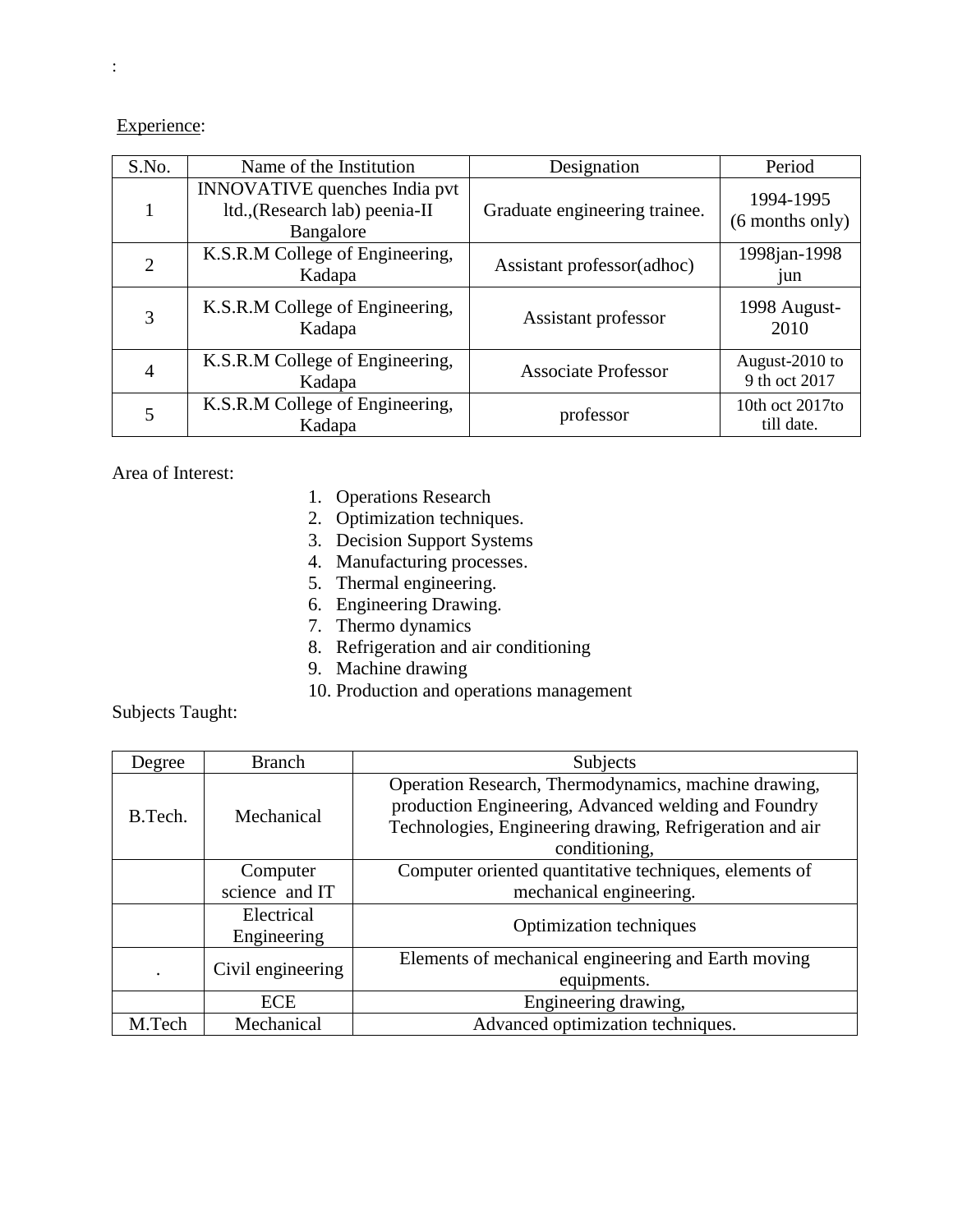:

Experience:

| S.No. | Name of the Institution | Designation | Period |
|---|---|---|---|
| 1 | INNOVATIVE quenches India pvt ltd.,(Research lab) peenia-II Bangalore | Graduate engineering trainee. | 1994-1995 (6 months only) |
| 2 | K.S.R.M College of Engineering, Kadapa | Assistant professor(adhoc) | 1998jan-1998 jun |
| 3 | K.S.R.M College of Engineering, Kadapa | Assistant professor | 1998 August-2010 |
| 4 | K.S.R.M College of Engineering, Kadapa | Associate Professor | August-2010 to 9 th oct 2017 |
| 5 | K.S.R.M College of Engineering, Kadapa | professor | 10th oct 2017to till date. |

Area of Interest:

1. Operations Research
2. Optimization techniques.
3. Decision Support Systems
4. Manufacturing processes.
5. Thermal engineering.
6. Engineering Drawing.
7. Thermo dynamics
8. Refrigeration and air conditioning
9. Machine drawing
10. Production and operations management

Subjects Taught:

| Degree | Branch | Subjects |
|---|---|---|
| B.Tech. | Mechanical | Operation Research, Thermodynamics, machine drawing, production Engineering, Advanced welding and Foundry Technologies, Engineering drawing, Refrigeration and air conditioning, |
| | Computer science and IT | Computer oriented quantitative techniques, elements of mechanical engineering. |
| | Electrical Engineering | Optimization techniques |
| . | Civil engineering | Elements of mechanical engineering and Earth moving equipments. |
| | ECE | Engineering drawing, |
| M.Tech | Mechanical | Advanced optimization techniques. |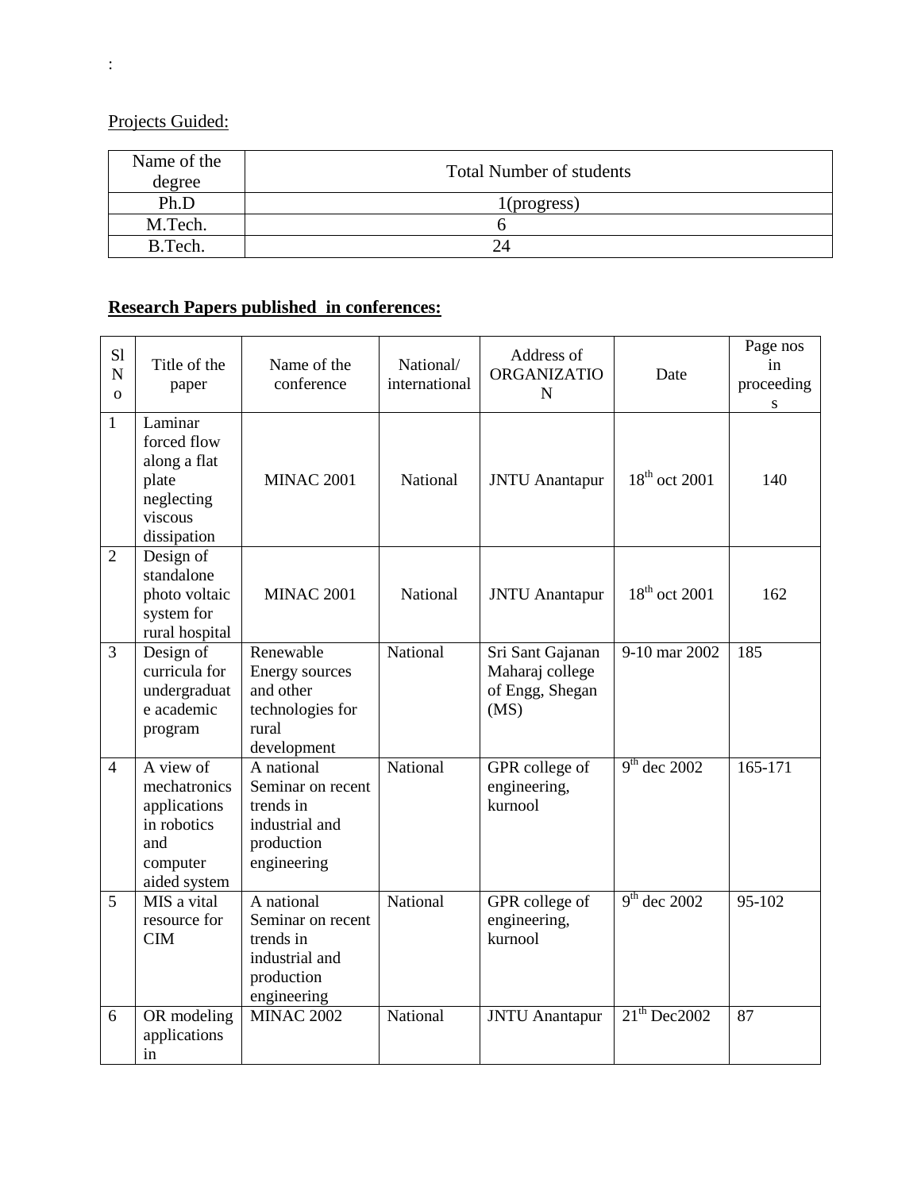:

Projects Guided:

| Name of the degree | Total Number of students |
|---|---|
| Ph.D | 1(progress) |
| M.Tech. | 6 |
| B.Tech. | 24 |

**Research Papers published in conferences:**

| Sl No | Title of the paper | Name of the conference | National/ international | Address of ORGANIZATION | Date | Page nos in proceedings |
|---|---|---|---|---|---|---|
| 1 | Laminar forced flow along a flat plate neglecting viscous dissipation | MINAC 2001 | National | JNTU Anantapur | 18th oct 2001 | 140 |
| 2 | Design of standalone photo voltaic system for rural hospital | MINAC 2001 | National | JNTU Anantapur | 18th oct 2001 | 162 |
| 3 | Design of curricula for undergraduate academic program | Renewable Energy sources and other technologies for rural development | National | Sri Sant Gajanan Maharaj college of Engg, Shegan (MS) | 9-10 mar 2002 | 185 |
| 4 | A view of mechatronics applications in robotics and computer aided system | A national Seminar on recent trends in industrial and production engineering | National | GPR college of engineering, kurnool | 9th dec 2002 | 165-171 |
| 5 | MIS a vital resource for CIM | A national Seminar on recent trends in industrial and production engineering | National | GPR college of engineering, kurnool | 9th dec 2002 | 95-102 |
| 6 | OR modeling applications in | MINAC 2002 | National | JNTU Anantapur | 21th Dec2002 | 87 |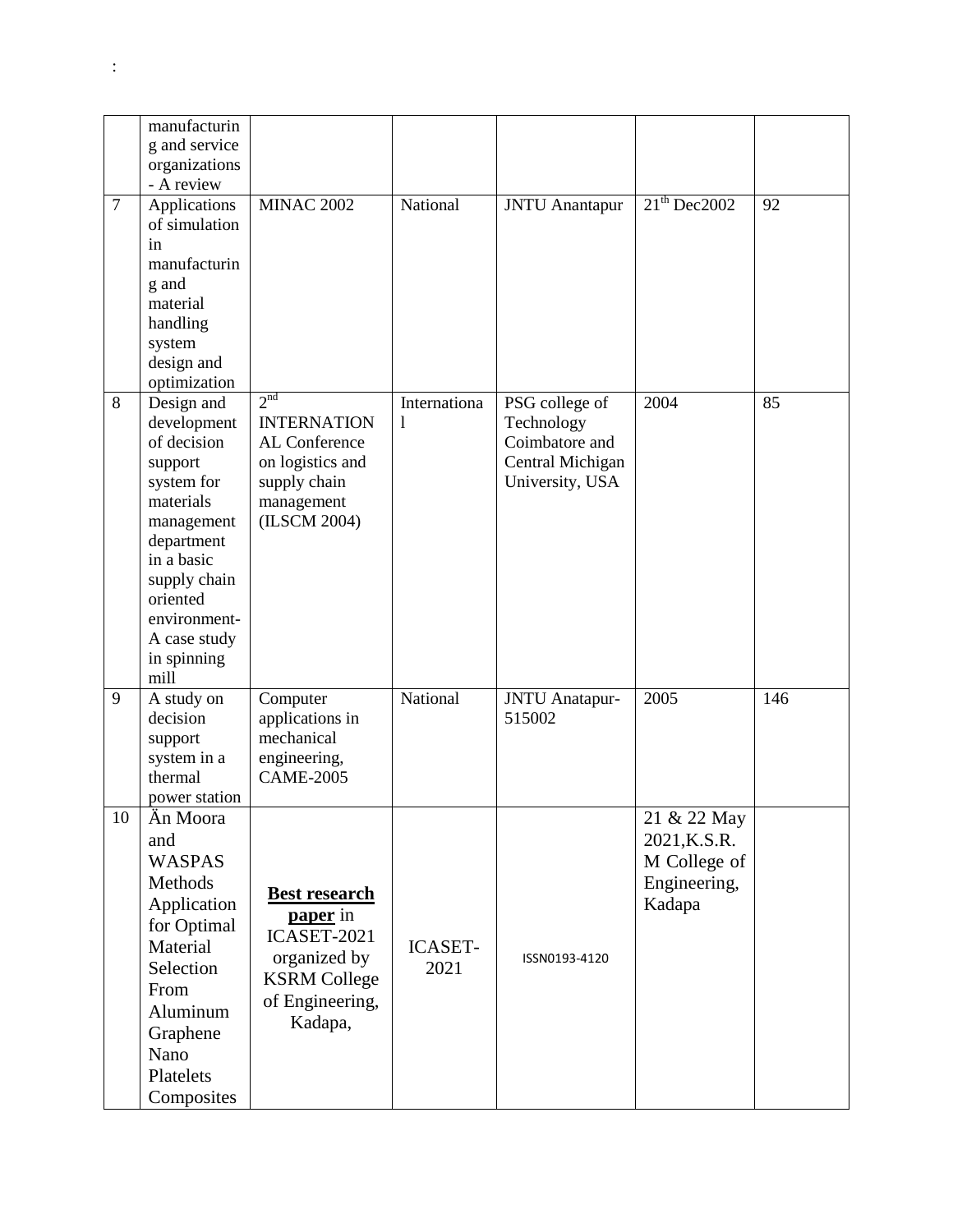:

| | | | | | | |
|---|---|---|---|---|---|---|
| | manufacturing and service organizations - A review | | | | | |
| 7 | Applications of simulation in manufacturing and material handling system design and optimization | MINAC 2002 | National | JNTU Anantapur | 21th Dec2002 | 92 |
| 8 | Design and development of decision support system for materials management department in a basic supply chain oriented environment- A case study in spinning mill | 2nd INTERNATIONAL Conference on logistics and supply chain management (ILSCM 2004) | International | PSG college of Technology Coimbatore and Central Michigan University, USA | 2004 | 85 |
| 9 | A study on decision support system in a thermal power station | Computer applications in mechanical engineering, CAME-2005 | National | JNTU Anatapur-515002 | 2005 | 146 |
| 10 | Än Moora and WASPAS Methods Application for Optimal Material Selection From Aluminum Graphene Nano Platelets Composites | **Best research paper** in ICASET-2021 organized by KSRM College of Engineering, Kadapa, | ICASET-2021 | ISSN0193-4120 | 21 & 22 May 2021,K.S.R.M College of Engineering, Kadapa | |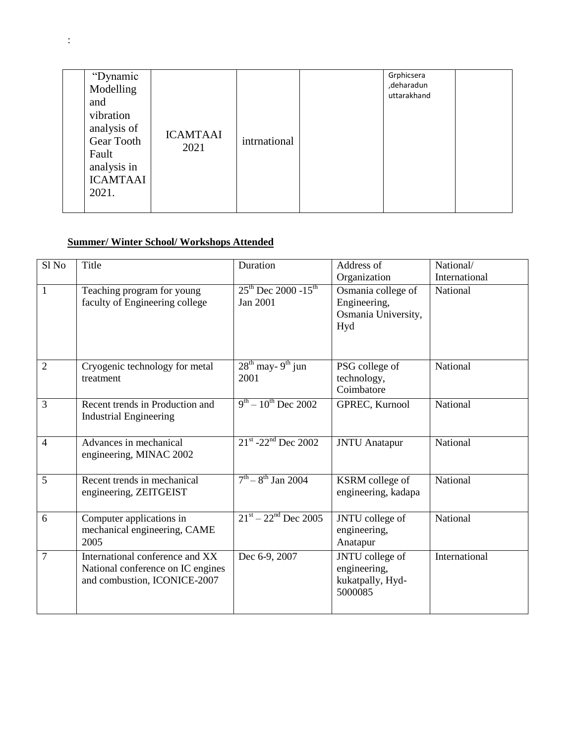:

|  | "Dynamic Modelling and vibration analysis of Gear Tooth Fault analysis in ICAMTAAI 2021. | ICAMTAAI 2021 | intrnational |  | Grphicsera ,deharadun uttarakhand |  |
|---|---|---|---|---|---|---|

**Summer/ Winter School/ Workshops Attended**

| Sl No | Title | Duration | Address of Organization | National/ International |
|---|---|---|---|---|
| 1 | Teaching program for young faculty of Engineering college | 25th Dec 2000 -15th Jan 2001 | Osmania college of Engineering, Osmania University, Hyd | National |
| 2 | Cryogenic technology for metal treatment | 28th may- 9th jun 2001 | PSG college of technology, Coimbatore | National |
| 3 | Recent trends in Production and Industrial Engineering | 9th – 10th Dec 2002 | GPREC, Kurnool | National |
| 4 | Advances in mechanical engineering, MINAC 2002 | 21st -22nd Dec 2002 | JNTU Anatapur | National |
| 5 | Recent trends in mechanical engineering, ZEITGEIST | 7th – 8th Jan 2004 | KSRM college of engineering, kadapa | National |
| 6 | Computer applications in mechanical engineering, CAME 2005 | 21st – 22nd Dec 2005 | JNTU college of engineering, Anatapur | National |
| 7 | International conference and XX National conference on IC engines and combustion, ICONICE-2007 | Dec 6-9, 2007 | JNTU college of engineering, kukatpally, Hyd-5000085 | International |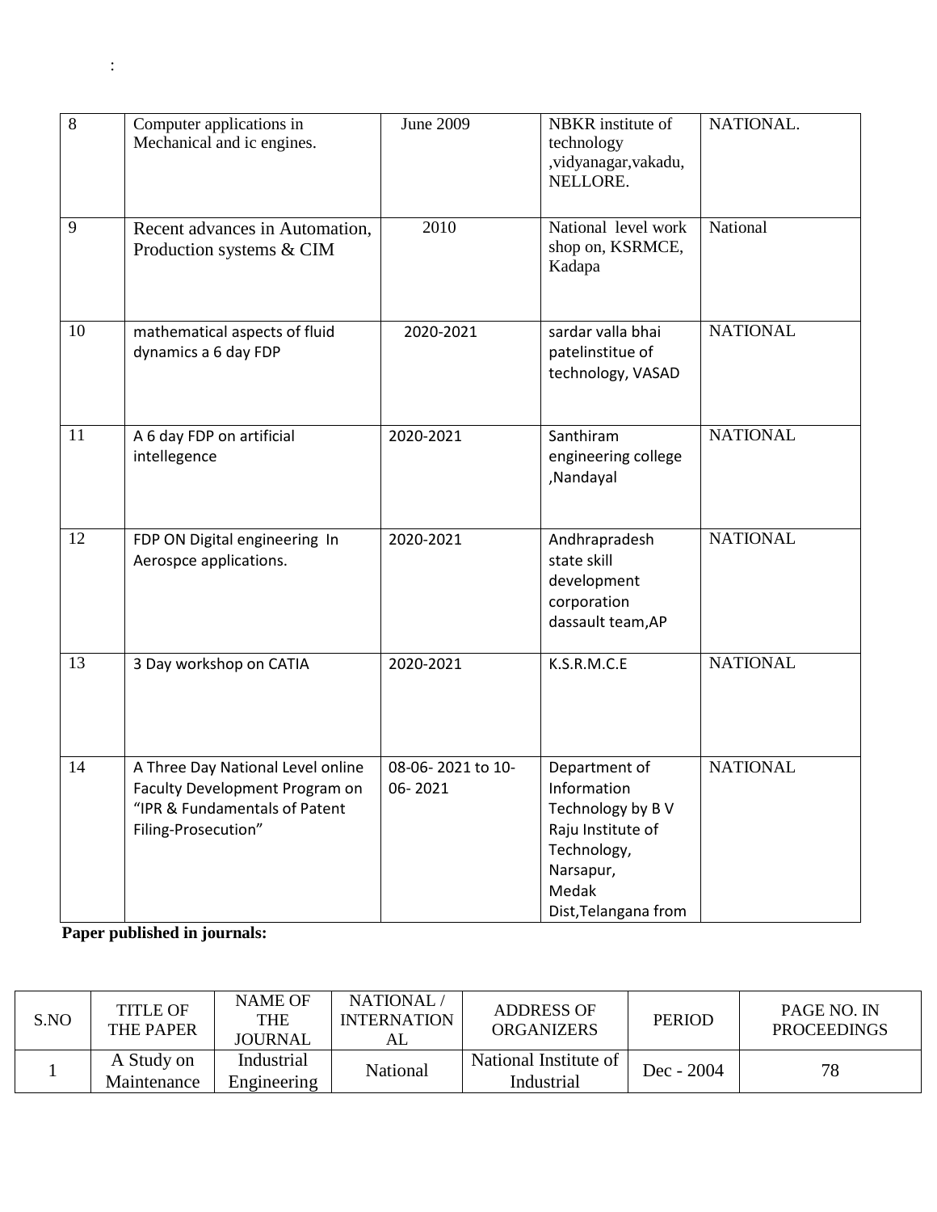:

| | | | | |
|---|---|---|---|---|
| 8 | Computer applications in Mechanical and ic engines. | June 2009 | NBKR institute of technology ,vidyanagar,vakadu, NELLORE. | NATIONAL. |
| 9 | Recent advances in Automation, Production systems & CIM | 2010 | National level work shop on, KSRMCE, Kadapa | National |
| 10 | mathematical aspects of fluid dynamics a 6 day FDP | 2020-2021 | sardar valla bhai patelinstitue of technology, VASAD | NATIONAL |
| 11 | A 6 day FDP on artificial intellegence | 2020-2021 | Santhiram engineering college ,Nandayal | NATIONAL |
| 12 | FDP ON Digital engineering In Aerospce applications. | 2020-2021 | Andhrapradesh state skill development corporation dassault team,AP | NATIONAL |
| 13 | 3 Day workshop on CATIA | 2020-2021 | K.S.R.M.C.E | NATIONAL |
| 14 | A Three Day National Level online Faculty Development Program on "IPR & Fundamentals of Patent Filing-Prosecution" | 08-06- 2021 to 10-06- 2021 | Department of Information Technology by B V Raju Institute of Technology, Narsapur, Medak Dist,Telangana from | NATIONAL |

**Paper published in journals:**

| S.NO | TITLE OF THE PAPER | NAME OF THE JOURNAL | NATIONAL / INTERNATIONAL | ADDRESS OF ORGANIZERS | PERIOD | PAGE NO. IN PROCEEDINGS |
|---|---|---|---|---|---|---|
| 1 | A Study on Maintenance | Industrial Engineering | National | National Institute of Industrial | Dec - 2004 | 78 |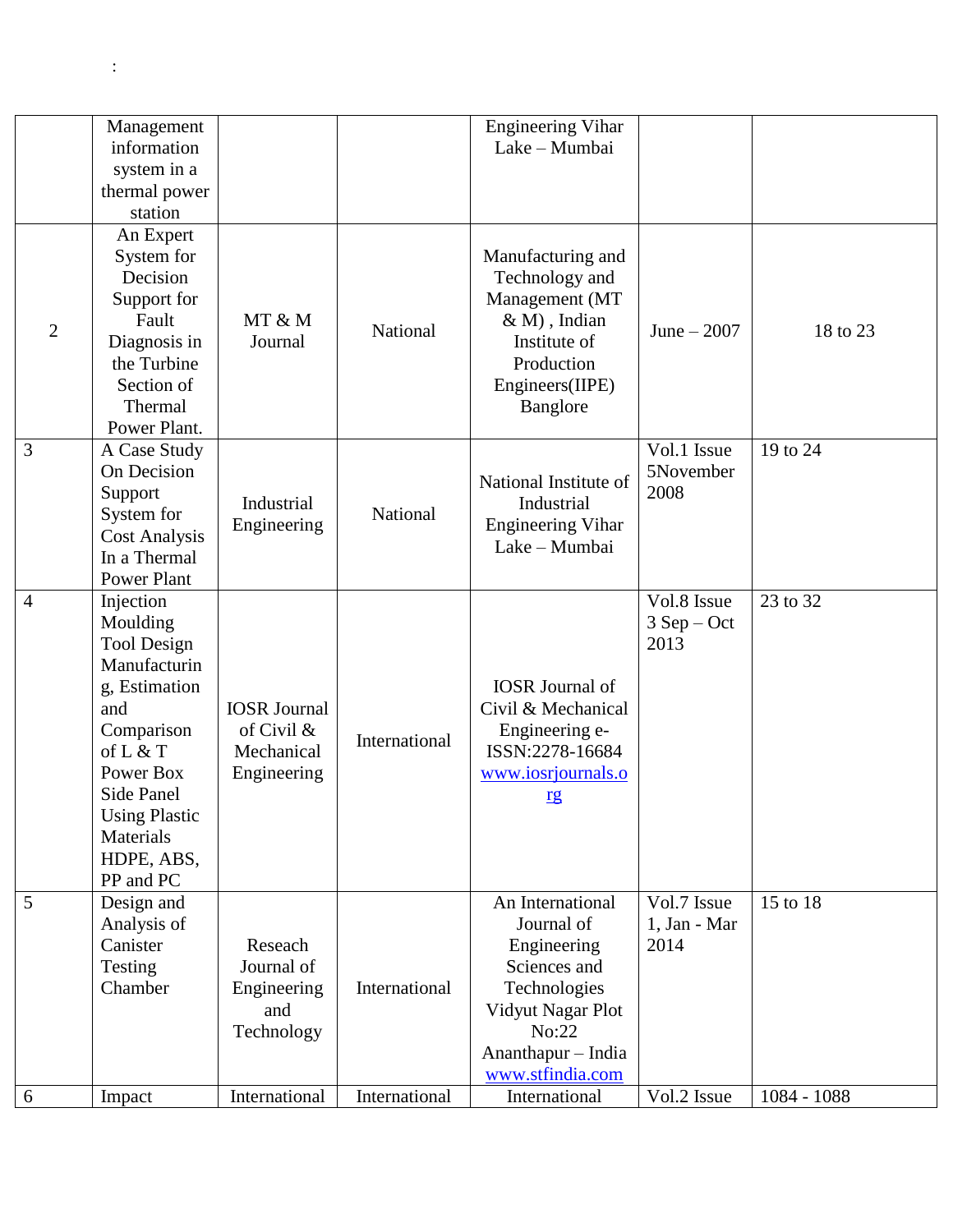:

| | | | | | | |
|---|---|---|---|---|---|---|
| | Management information system in a thermal power station | | | Engineering Vihar Lake – Mumbai | | |
| 2 | An Expert System for Decision Support for Fault Diagnosis in the Turbine Section of Thermal Power Plant. | MT & M Journal | National | Manufacturing and Technology and Management (MT & M) , Indian Institute of Production Engineers(IIPE) Banglore | June – 2007 | 18 to 23 |
| 3 | A Case Study On Decision Support System for Cost Analysis In a Thermal Power Plant | Industrial Engineering | National | National Institute of Industrial Engineering Vihar Lake – Mumbai | Vol.1 Issue 5November 2008 | 19 to 24 |
| 4 | Injection Moulding Tool Design Manufacturing, Estimation and Comparison of L & T Power Box Side Panel Using Plastic Materials HDPE, ABS, PP and PC | IOSR Journal of Civil & Mechanical Engineering | International | IOSR Journal of Civil & Mechanical Engineering e-ISSN:2278-16684 www.iosrjournals.org | Vol.8 Issue 3 Sep – Oct 2013 | 23 to 32 |
| 5 | Design and Analysis of Canister Testing Chamber | Reseach Journal of Engineering and Technology | International | An International Journal of Engineering Sciences and Technologies Vidyut Nagar Plot No:22 Ananthapur – India www.stfindia.com | Vol.7 Issue 1, Jan - Mar 2014 | 15 to 18 |
| 6 | Impact | International | International | International | Vol.2 Issue | 1084 - 1088 |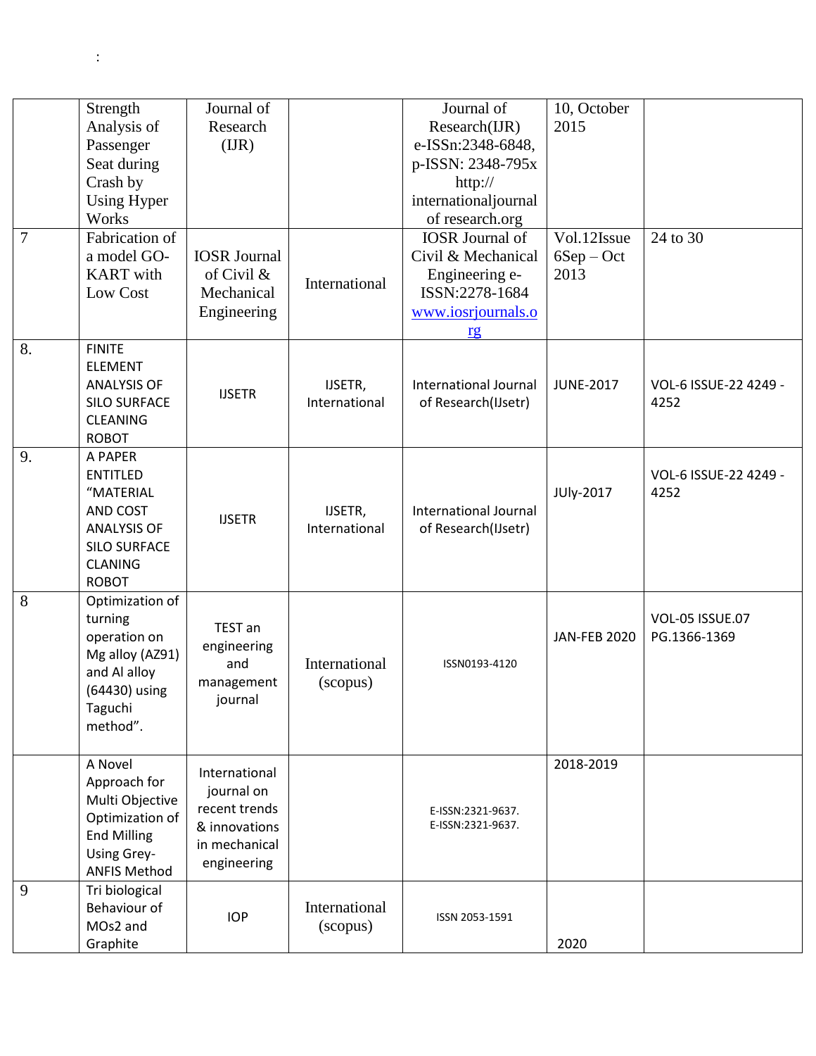:

| | | | | | | |
|---|---|---|---|---|---|---|
| | Strength Analysis of Passenger Seat during Crash by Using Hyper Works | Journal of Research (IJR) | | Journal of Research(IJR) e-ISSn:2348-6848, p-ISSN: 2348-795x http:// internationaljournal of research.org | 10, October 2015 | |
| 7 | Fabrication of a model GO-KART with Low Cost | IOSR Journal of Civil & Mechanical Engineering | International | IOSR Journal of Civil & Mechanical Engineering e-ISSN:2278-1684 www.iosrjournals.org | Vol.12Issue 6Sep – Oct 2013 | 24 to 30 |
| 8. | FINITE ELEMENT ANALYSIS OF SILO SURFACE CLEANING ROBOT | IJSETR | IJSETR, International | International Journal of Research(IJsetr) | JUNE-2017 | VOL-6 ISSUE-22 4249 - 4252 |
| 9. | A PAPER ENTITLED "MATERIAL AND COST ANALYSIS OF SILO SURFACE CLANING ROBOT | IJSETR | IJSETR, International | International Journal of Research(IJsetr) | JUly-2017 | VOL-6 ISSUE-22 4249 - 4252 |
| 8 | Optimization of turning operation on Mg alloy (AZ91) and Al alloy (64430) using Taguchi method". | TEST an engineering and management journal | International (scopus) | ISSN0193-4120 | JAN-FEB 2020 | VOL-05 ISSUE.07 PG.1366-1369 |
| | A Novel Approach for Multi Objective Optimization of End Milling Using Grey-ANFIS Method | International journal on recent trends & innovations in mechanical engineering | | E-ISSN:2321-9637. E-ISSN:2321-9637. | 2018-2019 | |
| 9 | Tri biological Behaviour of MOs2 and Graphite | IOP | International (scopus) | ISSN 2053-1591 | 2020 | |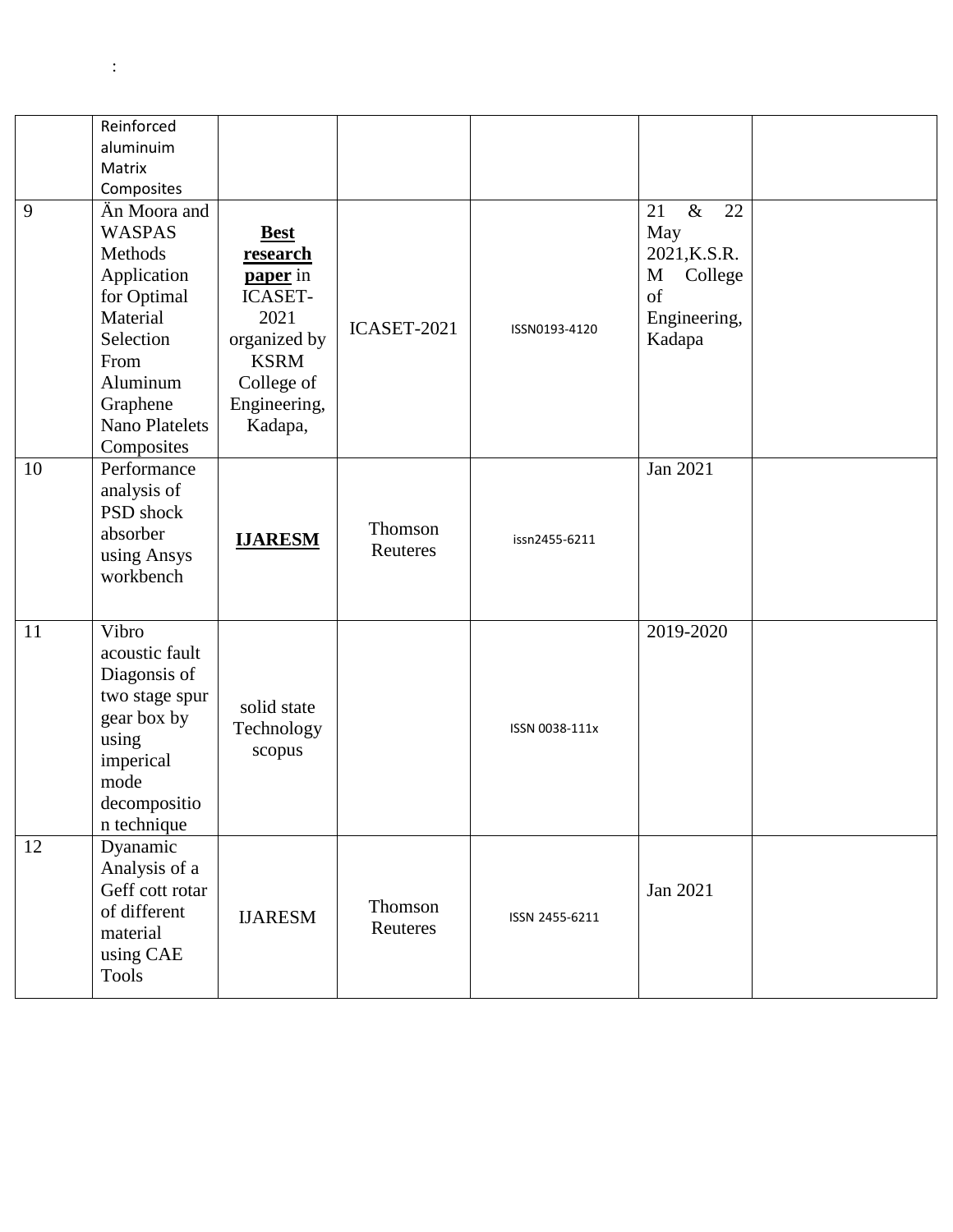:

| | | | | | | |
|---|---|---|---|---|---|---|
| | Reinforced aluminuim Matrix Composites | | | | | |
| 9 | Än Moora and WASPAS Methods Application for Optimal Material Selection From Aluminum Graphene Nano Platelets Composites | **Best research paper** in ICASET-2021 organized by KSRM College of Engineering, Kadapa, | ICASET-2021 | ISSN0193-4120 | 21 & 22 May 2021,K.S.R.M College of Engineering, Kadapa | |
| 10 | Performance analysis of PSD shock absorber using Ansys workbench | **IJARESM** | Thomson Reuteres | issn2455-6211 | Jan 2021 | |
| 11 | Vibro acoustic fault Diagonsis of two stage spur gear box by using imperical mode decomposition technique | solid state Technology scopus | | ISSN 0038-111x | 2019-2020 | |
| 12 | Dyanamic Analysis of a Geff cott rotar of different material using CAE Tools | IJARESM | Thomson Reuteres | ISSN 2455-6211 | Jan 2021 | |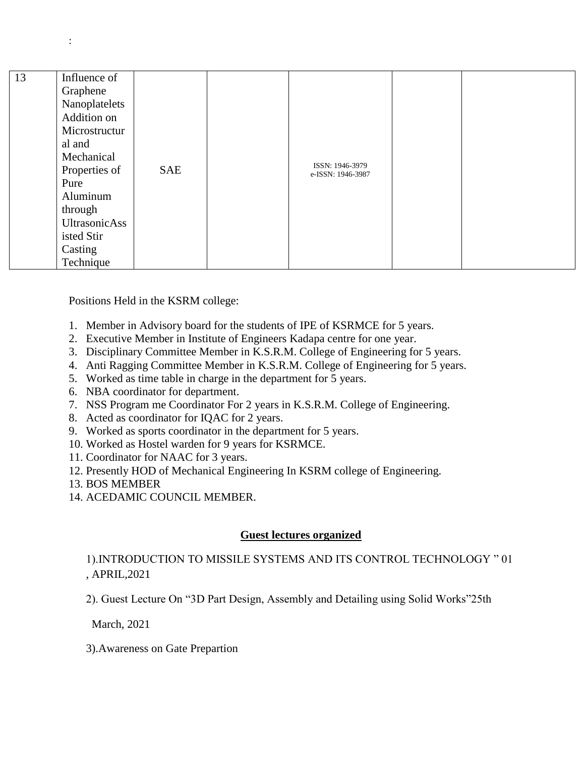:

| 13 | Influence of Graphene Nanoplatelets Addition on Microstructural and Mechanical Properties of Pure Aluminum through UltrasonicAssisted Stir Casting Technique | SAE | | ISSN: 1946-3979 e-ISSN: 1946-3987 | | |
|---|---|---|---|---|---|---|

Positions Held in the KSRM college:

1. Member in Advisory board for the students of IPE of KSRMCE for 5 years.
2. Executive Member in Institute of Engineers Kadapa centre for one year.
3. Disciplinary Committee Member in K.S.R.M. College of Engineering for 5 years.
4. Anti Ragging Committee Member in K.S.R.M. College of Engineering for 5 years.
5. Worked as time table in charge in the department for 5 years.
6. NBA coordinator for department.
7. NSS Program me Coordinator For 2 years in K.S.R.M. College of Engineering.
8. Acted as coordinator for IQAC for 2 years.
9. Worked as sports coordinator in the department for 5 years.
10. Worked as Hostel warden for 9 years for KSRMCE.
11. Coordinator for NAAC for 3 years.
12. Presently HOD of Mechanical Engineering In KSRM college of Engineering.
13. BOS MEMBER
14. ACEDAMIC COUNCIL MEMBER.

**Guest lectures organized**

1).INTRODUCTION TO MISSILE SYSTEMS AND ITS CONTROL TECHNOLOGY " 01 , APRIL,2021

2). Guest Lecture On "3D Part Design, Assembly and Detailing using Solid Works"25th March, 2021

3).Awareness on Gate Prepartion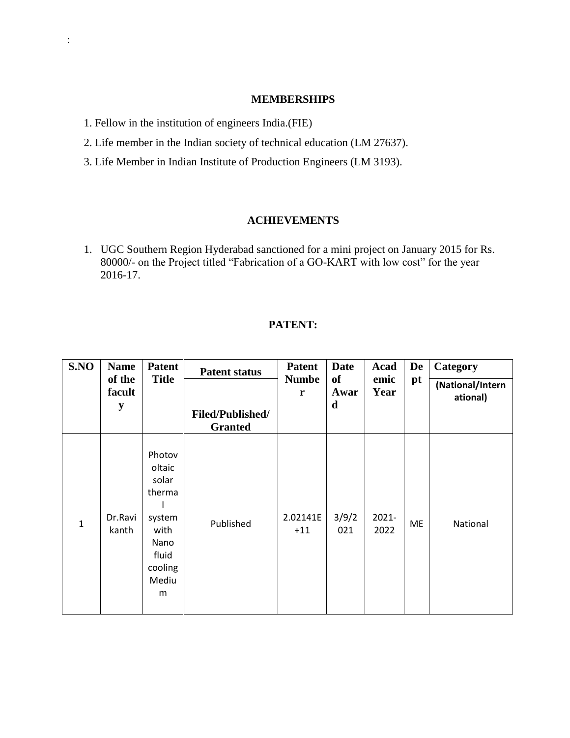:

## MEMBERSHIPS

1. Fellow in the institution of engineers India.(FIE)
2. Life member in the Indian society of technical education (LM 27637).
3. Life Member in Indian Institute of Production Engineers (LM 3193).

## ACHIEVEMENTS

1. UGC Southern Region Hyderabad sanctioned for a mini project on January 2015 for Rs. 80000/- on the Project titled "Fabrication of a GO-KART with low cost" for the year 2016-17.

## PATENT:

| S.NO | Name of the faculty | Patent Title | Patent status Filed/Published/ Granted | Patent Number | Date of Award | Academic Year | Dept | Category (National/International) |
|---|---|---|---|---|---|---|---|---|
| 1 | Dr.Ravikanth | Photovoltaic solar thermal system with Nano fluid cooling Medium | Published | 2.02141E+11 | 3/9/2021 | 2021-2022 | ME | National |